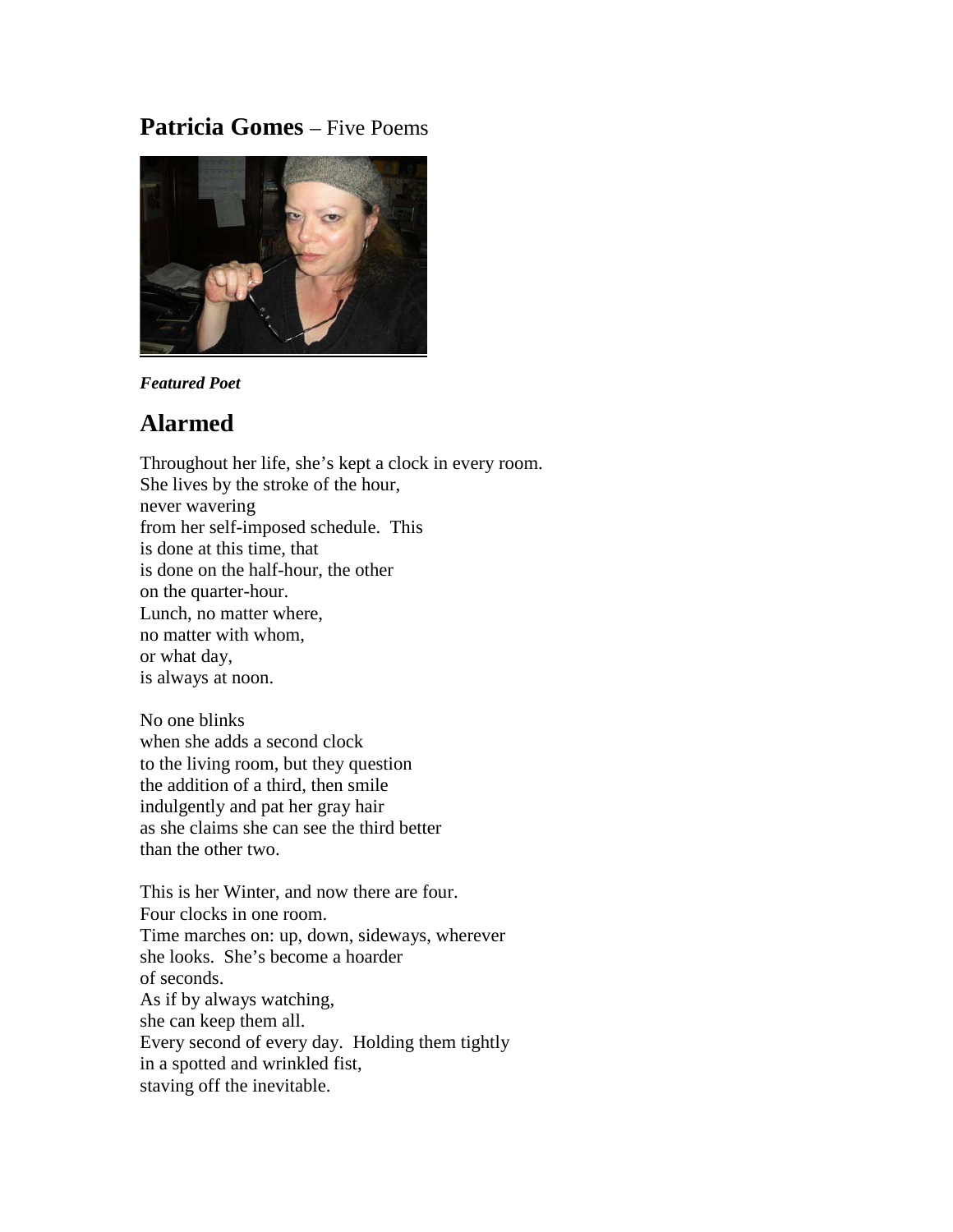## **Patricia Gomes** – Five Poems

***Featured Poet***

# Alarmed

Throughout her life, she's kept a clock in every room.
She lives by the stroke of the hour,
never wavering
from her self-imposed schedule. This
is done at this time, that
is done on the half-hour, the other
on the quarter-hour.
Lunch, no matter where,
no matter with whom,
or what day,
is always at noon.

No one blinks
when she adds a second clock
to the living room, but they question
the addition of a third, then smile
indulgently and pat her gray hair
as she claims she can see the third better
than the other two.

This is her Winter, and now there are four.
Four clocks in one room.
Time marches on: up, down, sideways, wherever
she looks. She's become a hoarder
of seconds.
As if by always watching,
she can keep them all.
Every second of every day. Holding them tightly
in a spotted and wrinkled fist,
staving off the inevitable.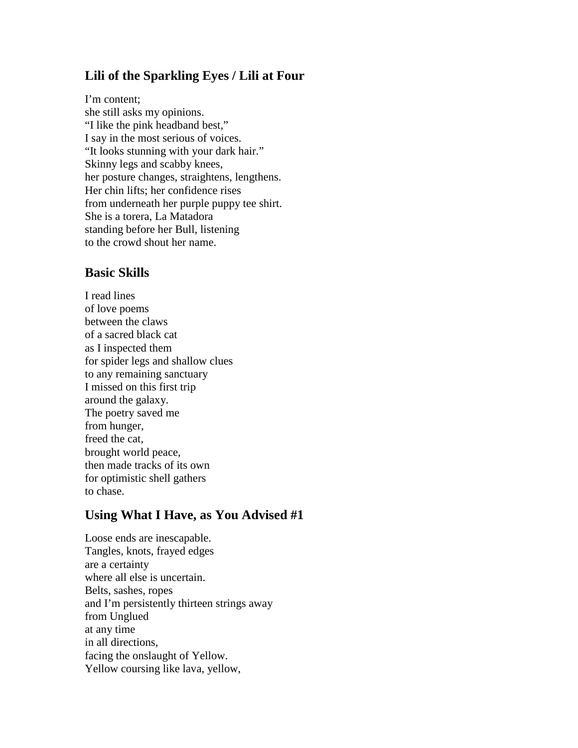## Lili of the Sparkling Eyes / Lili at Four

I'm content;  
she still asks my opinions.  
"I like the pink headband best,"  
I say in the most serious of voices.  
"It looks stunning with your dark hair."  
Skinny legs and scabby knees,  
her posture changes, straightens, lengthens.  
Her chin lifts; her confidence rises  
from underneath her purple puppy tee shirt.  
She is a torera, La Matadora  
standing before her Bull, listening  
to the crowd shout her name.

## Basic Skills

I read lines  
of love poems  
between the claws  
of a sacred black cat  
as I inspected them  
for spider legs and shallow clues  
to any remaining sanctuary  
I missed on this first trip  
around the galaxy.  
The poetry saved me  
from hunger,  
freed the cat,  
brought world peace,  
then made tracks of its own  
for optimistic shell gathers  
to chase.

## Using What I Have, as You Advised #1

Loose ends are inescapable.  
Tangles, knots, frayed edges  
are a certainty  
where all else is uncertain.  
Belts, sashes, ropes  
and I'm persistently thirteen strings away  
from Unglued  
at any time  
in all directions,  
facing the onslaught of Yellow.  
Yellow coursing like lava, yellow,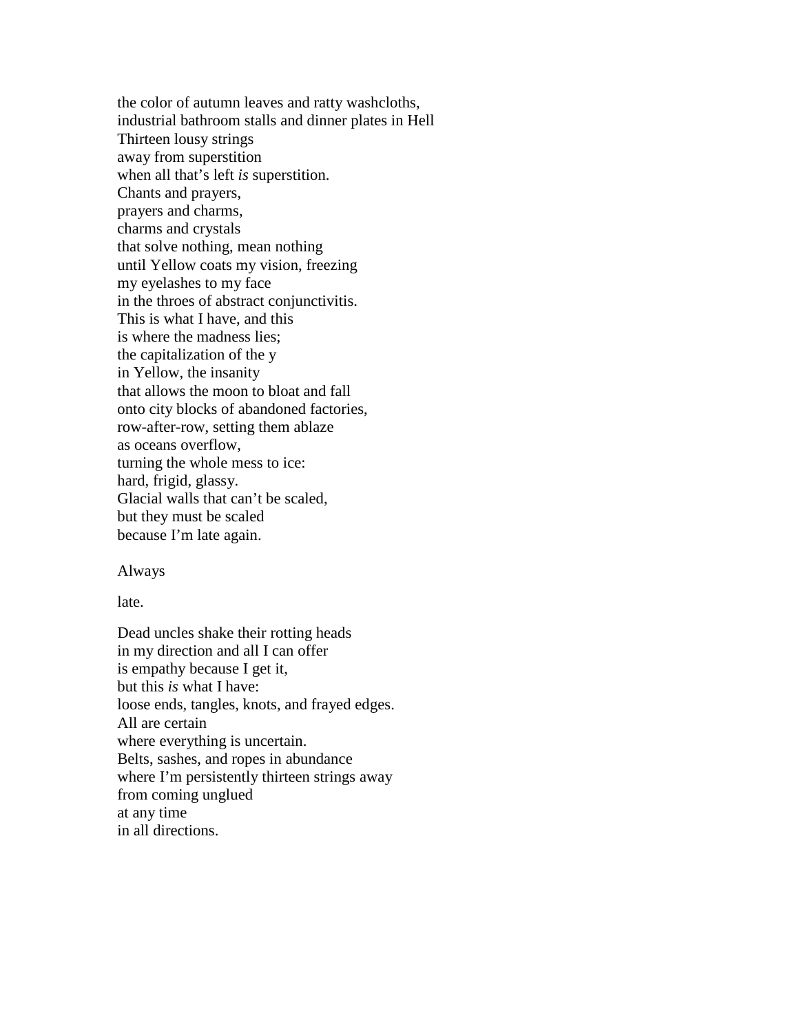the color of autumn leaves and ratty washcloths,
industrial bathroom stalls and dinner plates in Hell
Thirteen lousy strings
away from superstition
when all that's left *is* superstition.
Chants and prayers,
prayers and charms,
charms and crystals
that solve nothing, mean nothing
until Yellow coats my vision, freezing
my eyelashes to my face
in the throes of abstract conjunctivitis.
This is what I have, and this
is where the madness lies;
the capitalization of the y
in Yellow, the insanity
that allows the moon to bloat and fall
onto city blocks of abandoned factories,
row-after-row, setting them ablaze
as oceans overflow,
turning the whole mess to ice:
hard, frigid, glassy.
Glacial walls that can't be scaled,
but they must be scaled
because I'm late again.

Always

late.

Dead uncles shake their rotting heads
in my direction and all I can offer
is empathy because I get it,
but this *is* what I have:
loose ends, tangles, knots, and frayed edges.
All are certain
where everything is uncertain.
Belts, sashes, and ropes in abundance
where I'm persistently thirteen strings away
from coming unglued
at any time
in all directions.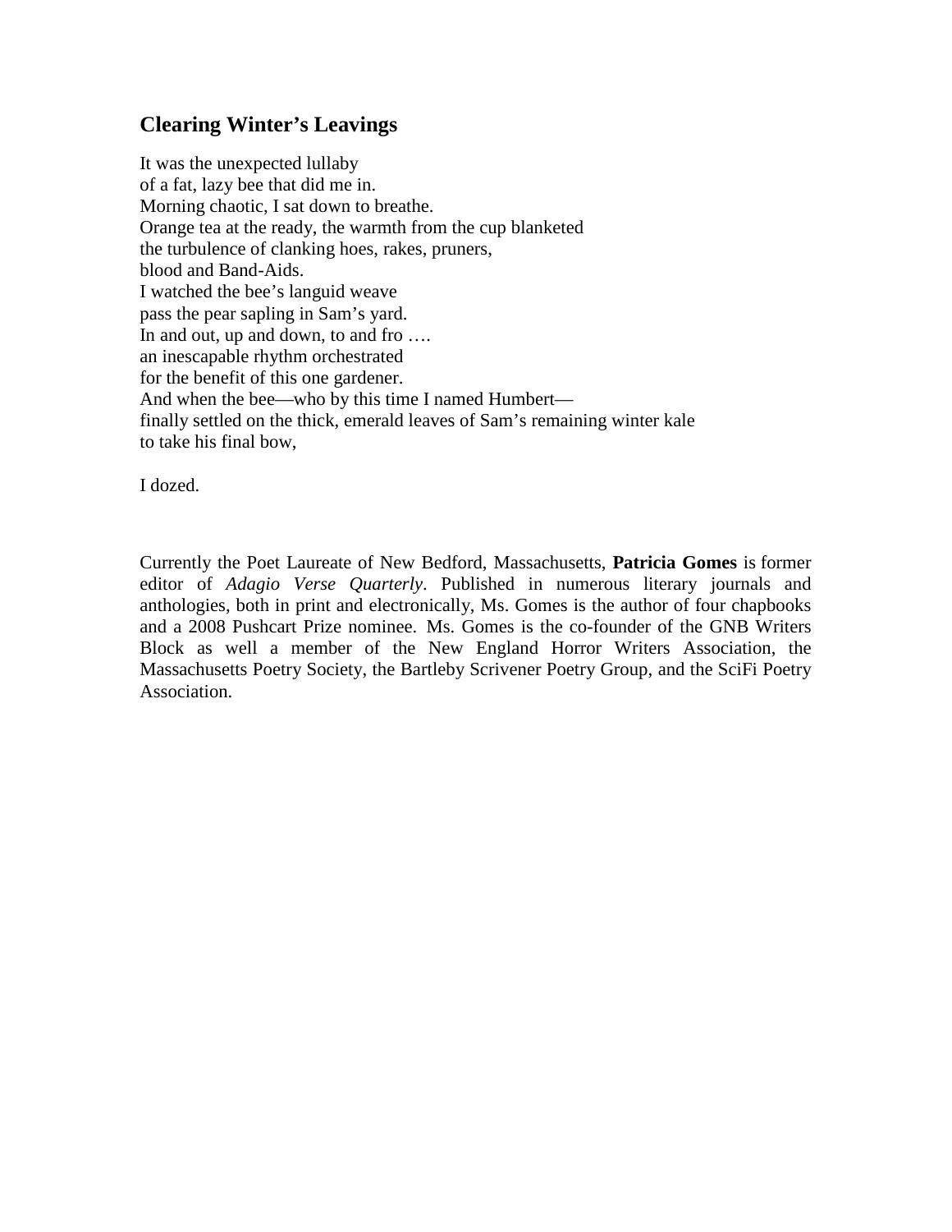## Clearing Winter's Leavings

It was the unexpected lullaby  
of a fat, lazy bee that did me in.  
Morning chaotic, I sat down to breathe.  
Orange tea at the ready, the warmth from the cup blanketed  
the turbulence of clanking hoes, rakes, pruners,  
blood and Band-Aids.  
I watched the bee's languid weave  
pass the pear sapling in Sam's yard.  
In and out, up and down, to and fro ….  
an inescapable rhythm orchestrated  
for the benefit of this one gardener.  
And when the bee—who by this time I named Humbert—  
finally settled on the thick, emerald leaves of Sam's remaining winter kale  
to take his final bow,

I dozed.

Currently the Poet Laureate of New Bedford, Massachusetts, **Patricia Gomes** is former editor of *Adagio Verse Quarterly*. Published in numerous literary journals and anthologies, both in print and electronically, Ms. Gomes is the author of four chapbooks and a 2008 Pushcart Prize nominee. Ms. Gomes is the co-founder of the GNB Writers Block as well a member of the New England Horror Writers Association, the Massachusetts Poetry Society, the Bartleby Scrivener Poetry Group, and the SciFi Poetry Association.